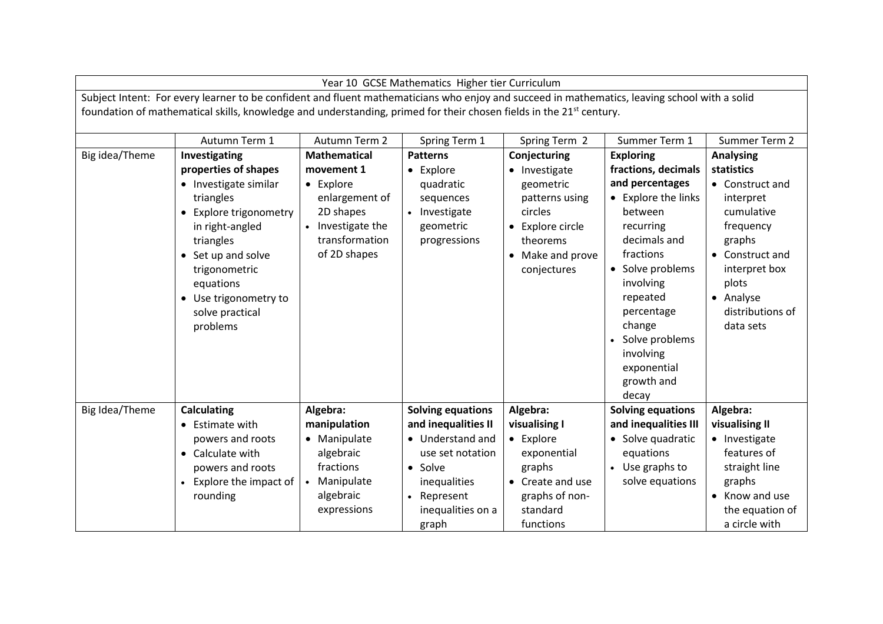| Year 10 GCSE Mathematics Higher tier Curriculum | | | | | | |
|---|---|---|---|---|---|---|
| Subject Intent: For every learner to be confident and fluent mathematicians who enjoy and succeed in mathematics, leaving school with a solid foundation of mathematical skills, knowledge and understanding, primed for their chosen fields in the 21st century. | | | | | | |
| | Autumn Term 1 | Autumn Term 2 | Spring Term 1 | Spring Term 2 | Summer Term 1 | Summer Term 2 |
| Big idea/Theme | **Investigating properties of shapes**<br>• Investigate similar triangles<br>• Explore trigonometry in right-angled triangles<br>• Set up and solve trigonometric equations<br>• Use trigonometry to solve practical problems | **Mathematical movement 1**<br>• Explore enlargement of 2D shapes<br>• Investigate the transformation of 2D shapes | **Patterns**<br>• Explore quadratic sequences<br>• Investigate geometric progressions | **Conjecturing**<br>• Investigate geometric patterns using circles<br>• Explore circle theorems<br>• Make and prove conjectures | **Exploring fractions, decimals and percentages**<br>• Explore the links between recurring decimals and fractions<br>• Solve problems involving repeated percentage change<br>• Solve problems involving exponential growth and decay | **Analysing statistics**<br>• Construct and interpret cumulative frequency graphs<br>• Construct and interpret box plots<br>• Analyse distributions of data sets |
| Big Idea/Theme | **Calculating**<br>• Estimate with powers and roots<br>• Calculate with powers and roots<br>• Explore the impact of rounding | **Algebra: manipulation**<br>• Manipulate algebraic fractions<br>• Manipulate algebraic expressions | **Solving equations and inequalities II**<br>• Understand and use set notation<br>• Solve inequalities<br>• Represent inequalities on a graph | **Algebra: visualising I**<br>• Explore exponential graphs<br>• Create and use graphs of non-standard functions | **Solving equations and inequalities III**<br>• Solve quadratic equations<br>• Use graphs to solve equations | **Algebra: visualising II**<br>• Investigate features of straight line graphs<br>• Know and use the equation of a circle with |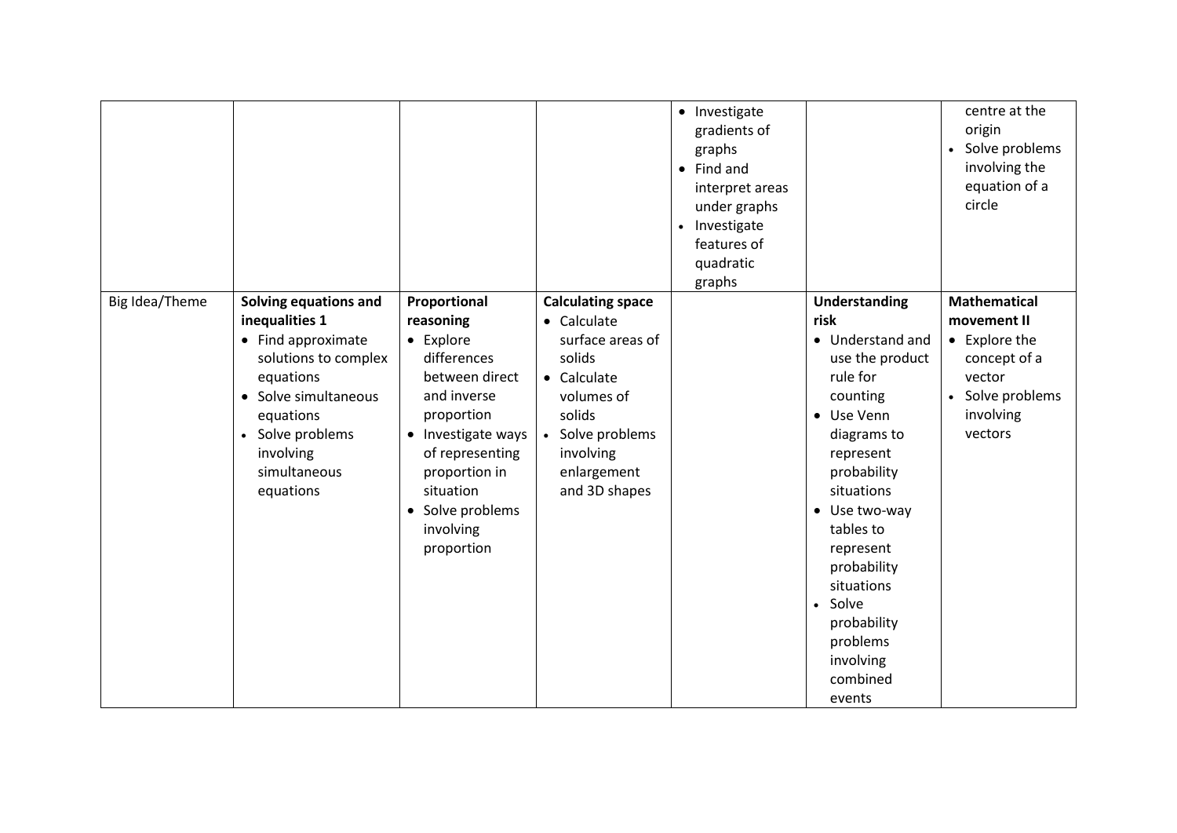| | | | | | | |
|---|---|---|---|---|---|---|
| | | | | • Investigate gradients of graphs<br>• Find and interpret areas under graphs<br>• Investigate features of quadratic graphs | | centre at the origin<br>• Solve problems involving the equation of a circle |
| Big Idea/Theme | **Solving equations and inequalities 1**<br>• Find approximate solutions to complex equations<br>• Solve simultaneous equations<br>• Solve problems involving simultaneous equations | **Proportional reasoning**<br>• Explore differences between direct and inverse proportion<br>• Investigate ways of representing proportion in situation<br>• Solve problems involving proportion | **Calculating space**<br>• Calculate surface areas of solids<br>• Calculate volumes of solids<br>• Solve problems involving enlargement and 3D shapes | | **Understanding risk**<br>• Understand and use the product rule for counting<br>• Use Venn diagrams to represent probability situations<br>• Use two-way tables to represent probability situations<br>• Solve probability problems involving combined events | **Mathematical movement II**<br>• Explore the concept of a vector<br>• Solve problems involving vectors |